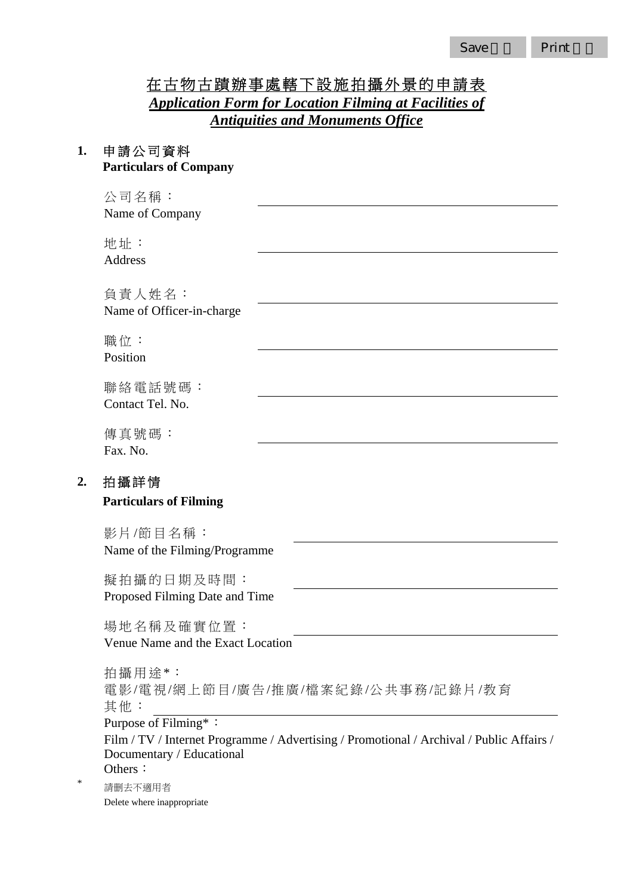# 在古物古蹟辦事處轄下設施拍攝外景的申請表
## *Application Form for Location Filming at Facilities of Antiquities and Monuments Office*

**1. 申請公司資料**
**Particulars of Company**

公司名稱：
Name of Company ______________________________

地址：
Address ______________________________

負責人姓名：
Name of Officer-in-charge ______________________________

職位：
Position ______________________________

聯絡電話號碼：
Contact Tel. No. ______________________________

傳真號碼：
Fax. No. ______________________________

**2. 拍攝詳情**
**Particulars of Filming**

影片/節目名稱：
Name of the Filming/Programme ______________________________

擬拍攝的日期及時間：
Proposed Filming Date and Time ______________________________

場地名稱及確實位置：
Venue Name and the Exact Location ______________________________

拍攝用途*：
電影/電視/網上節目/廣告/推廣/檔案紀錄/公共事務/記錄片/教育
其他：______________________________
Purpose of Filming*：
Film / TV / Internet Programme / Advertising / Promotional / Archival / Public Affairs / Documentary / Educational
Others：

\* 請刪去不適用者
Delete where inappropriate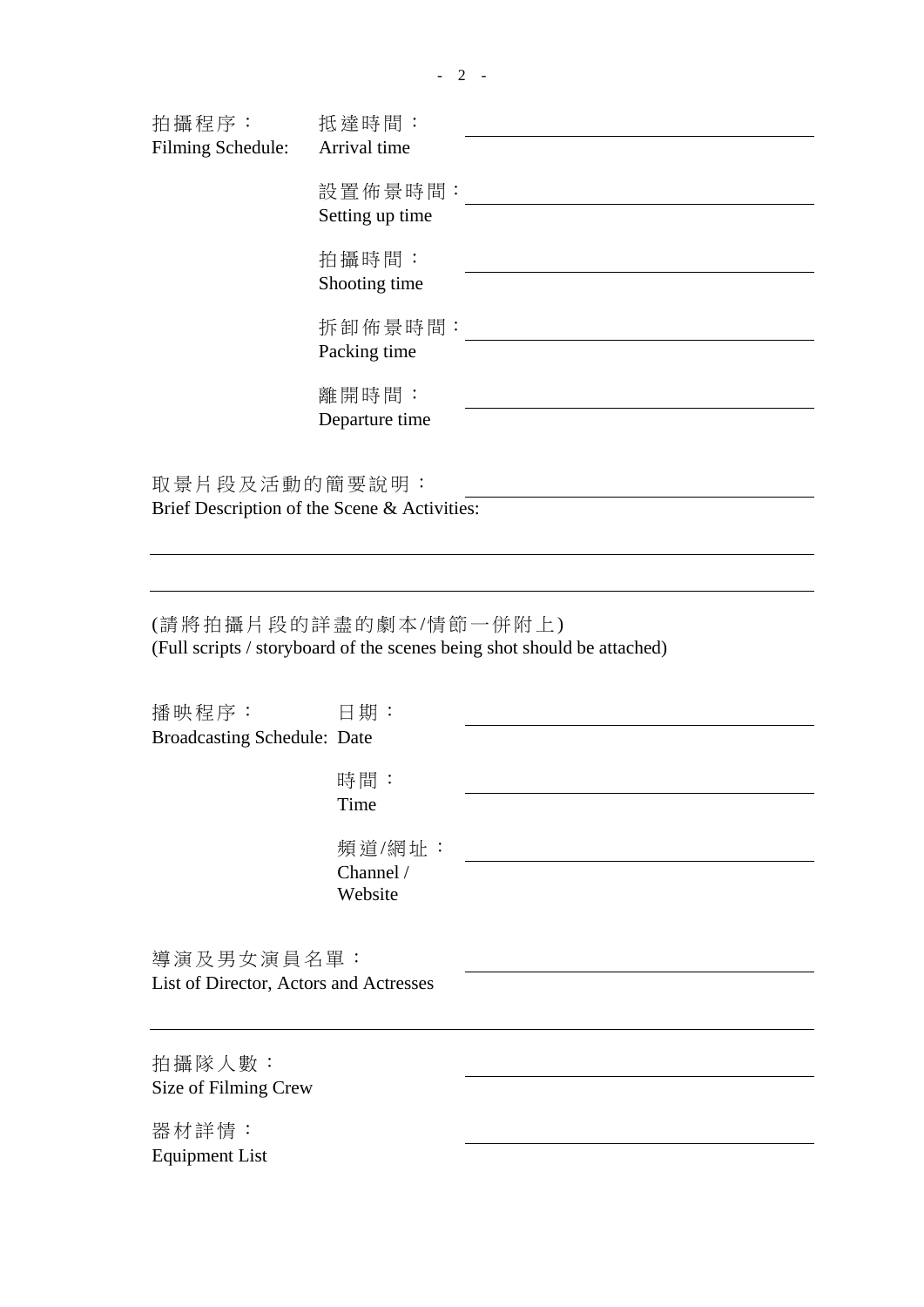拍攝程序：
Filming Schedule:

抵達時間：
Arrival time ____________________

設置佈景時間：
Setting up time ____________________

拍攝時間：
Shooting time ____________________

拆卸佈景時間：
Packing time ____________________

離開時間：
Departure time ____________________

取景片段及活動的簡要說明：
Brief Description of the Scene & Activities: ____________________

____________________

____________________

(請將拍攝片段的詳盡的劇本/情節一併附上)
(Full scripts / storyboard of the scenes being shot should be attached)

播映程序：
Broadcasting Schedule:

日期：
Date ____________________

時間：
Time ____________________

頻道/網址：
Channel / Website ____________________

導演及男女演員名單：
List of Director, Actors and Actresses ____________________

____________________

拍攝隊人數：
Size of Filming Crew ____________________

器材詳情：
Equipment List ____________________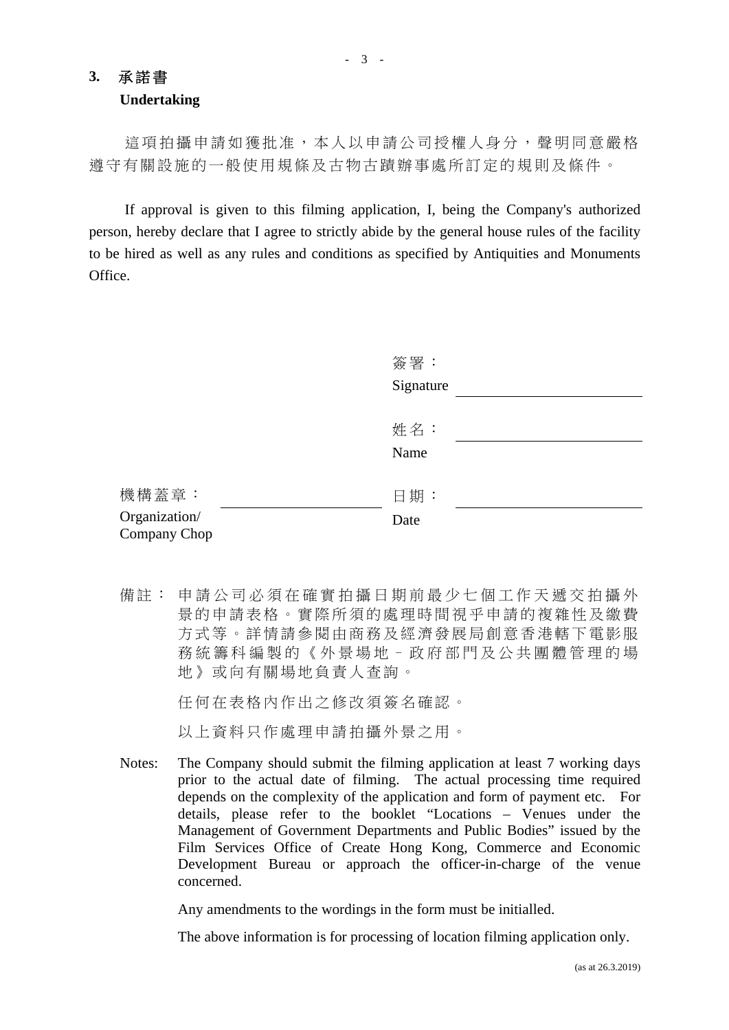## 3. 承諾書
**Undertaking**

這項拍攝申請如獲批准，本人以申請公司授權人身分，聲明同意嚴格遵守有關設施的一般使用規條及古物古蹟辦事處所訂定的規則及條件。

If approval is given to this filming application, I, being the Company's authorized person, hereby declare that I agree to strictly abide by the general house rules of the facility to be hired as well as any rules and conditions as specified by Antiquities and Monuments Office.

簽署：
Signature ____________________

姓名：
Name ____________________

機構蓋章：
Organization/
Company Chop ____________________

日期：
Date ____________________

備註： 申請公司必須在確實拍攝日期前最少七個工作天遞交拍攝外景的申請表格。實際所須的處理時間視乎申請的複雜性及繳費方式等。詳情請參閱由商務及經濟發展局創意香港轄下電影服務統籌科編製的《外景場地–政府部門及公共團體管理的場地》或向有關場地負責人查詢。

任何在表格內作出之修改須簽名確認。

以上資料只作處理申請拍攝外景之用。

Notes: The Company should submit the filming application at least 7 working days prior to the actual date of filming. The actual processing time required depends on the complexity of the application and form of payment etc. For details, please refer to the booklet "Locations – Venues under the Management of Government Departments and Public Bodies" issued by the Film Services Office of Create Hong Kong, Commerce and Economic Development Bureau or approach the officer-in-charge of the venue concerned.

Any amendments to the wordings in the form must be initialled.

The above information is for processing of location filming application only.

(as at 26.3.2019)